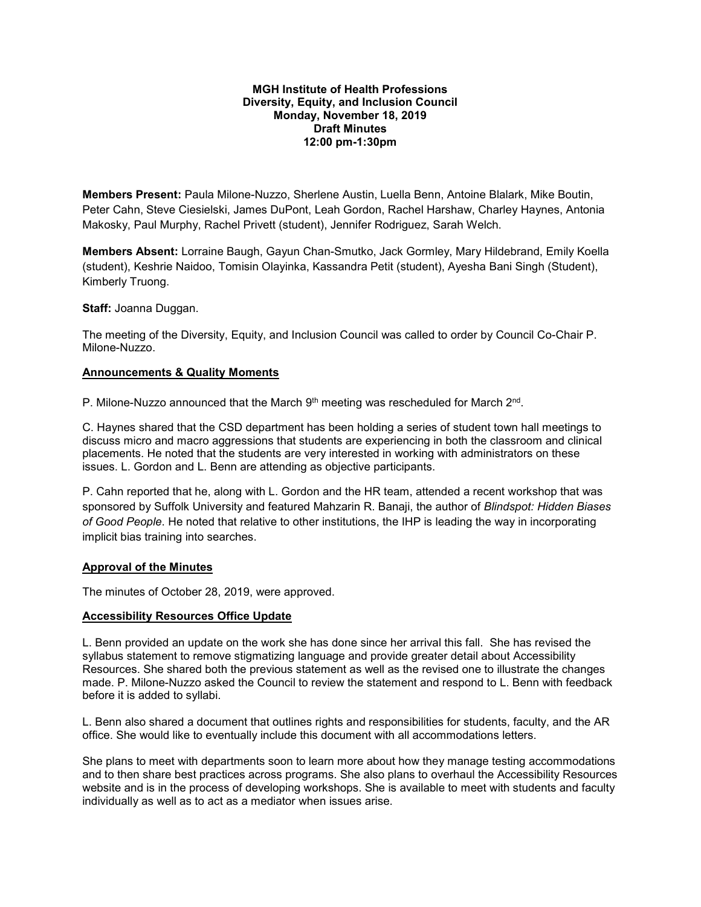**MGH Institute of Health Professions**
**Diversity, Equity, and Inclusion Council**
**Monday, November 18, 2019**
**Draft Minutes**
**12:00 pm-1:30pm**

**Members Present:** Paula Milone-Nuzzo, Sherlene Austin, Luella Benn, Antoine Blalark, Mike Boutin, Peter Cahn, Steve Ciesielski, James DuPont, Leah Gordon, Rachel Harshaw, Charley Haynes, Antonia Makosky, Paul Murphy, Rachel Privett (student), Jennifer Rodriguez, Sarah Welch.

**Members Absent:** Lorraine Baugh, Gayun Chan-Smutko, Jack Gormley, Mary Hildebrand, Emily Koella (student), Keshrie Naidoo, Tomisin Olayinka, Kassandra Petit (student), Ayesha Bani Singh (Student), Kimberly Truong.

**Staff:** Joanna Duggan.

The meeting of the Diversity, Equity, and Inclusion Council was called to order by Council Co-Chair P. Milone-Nuzzo.

## Announcements & Quality Moments

P. Milone-Nuzzo announced that the March 9th meeting was rescheduled for March 2nd.

C. Haynes shared that the CSD department has been holding a series of student town hall meetings to discuss micro and macro aggressions that students are experiencing in both the classroom and clinical placements. He noted that the students are very interested in working with administrators on these issues. L. Gordon and L. Benn are attending as objective participants.

P. Cahn reported that he, along with L. Gordon and the HR team, attended a recent workshop that was sponsored by Suffolk University and featured Mahzarin R. Banaji, the author of *Blindspot: Hidden Biases of Good People*. He noted that relative to other institutions, the IHP is leading the way in incorporating implicit bias training into searches.

## Approval of the Minutes

The minutes of October 28, 2019, were approved.

## Accessibility Resources Office Update

L. Benn provided an update on the work she has done since her arrival this fall. She has revised the syllabus statement to remove stigmatizing language and provide greater detail about Accessibility Resources. She shared both the previous statement as well as the revised one to illustrate the changes made. P. Milone-Nuzzo asked the Council to review the statement and respond to L. Benn with feedback before it is added to syllabi.

L. Benn also shared a document that outlines rights and responsibilities for students, faculty, and the AR office. She would like to eventually include this document with all accommodations letters.

She plans to meet with departments soon to learn more about how they manage testing accommodations and to then share best practices across programs. She also plans to overhaul the Accessibility Resources website and is in the process of developing workshops. She is available to meet with students and faculty individually as well as to act as a mediator when issues arise.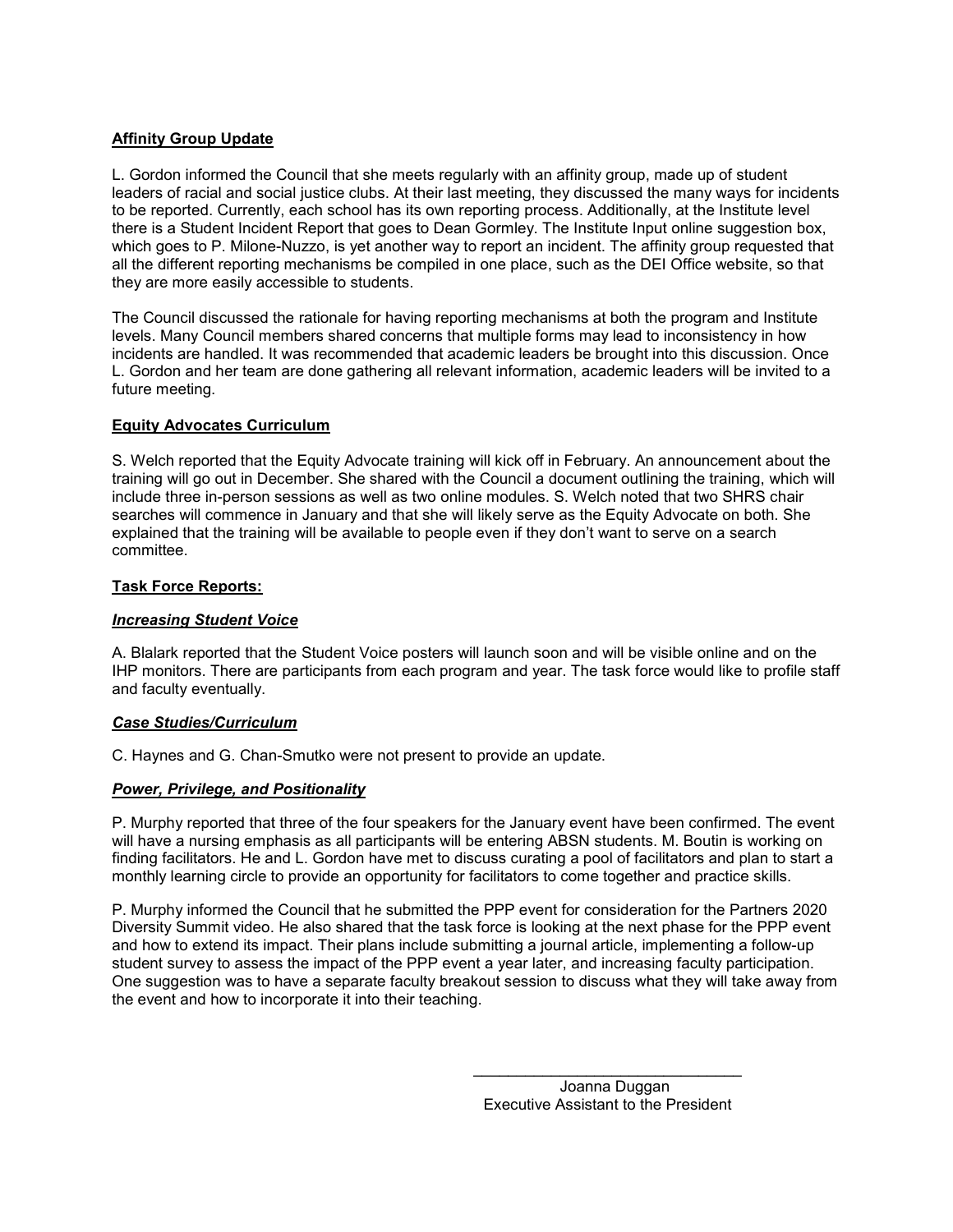**Affinity Group Update**

L. Gordon informed the Council that she meets regularly with an affinity group, made up of student leaders of racial and social justice clubs. At their last meeting, they discussed the many ways for incidents to be reported. Currently, each school has its own reporting process. Additionally, at the Institute level there is a Student Incident Report that goes to Dean Gormley. The Institute Input online suggestion box, which goes to P. Milone-Nuzzo, is yet another way to report an incident. The affinity group requested that all the different reporting mechanisms be compiled in one place, such as the DEI Office website, so that they are more easily accessible to students.

The Council discussed the rationale for having reporting mechanisms at both the program and Institute levels. Many Council members shared concerns that multiple forms may lead to inconsistency in how incidents are handled. It was recommended that academic leaders be brought into this discussion. Once L. Gordon and her team are done gathering all relevant information, academic leaders will be invited to a future meeting.

**Equity Advocates Curriculum**

S. Welch reported that the Equity Advocate training will kick off in February. An announcement about the training will go out in December. She shared with the Council a document outlining the training, which will include three in-person sessions as well as two online modules. S. Welch noted that two SHRS chair searches will commence in January and that she will likely serve as the Equity Advocate on both. She explained that the training will be available to people even if they don't want to serve on a search committee.

**Task Force Reports:**

***Increasing Student Voice***

A. Blalark reported that the Student Voice posters will launch soon and will be visible online and on the IHP monitors. There are participants from each program and year. The task force would like to profile staff and faculty eventually.

***Case Studies/Curriculum***

C. Haynes and G. Chan-Smutko were not present to provide an update.

***Power, Privilege, and Positionality***

P. Murphy reported that three of the four speakers for the January event have been confirmed. The event will have a nursing emphasis as all participants will be entering ABSN students. M. Boutin is working on finding facilitators. He and L. Gordon have met to discuss curating a pool of facilitators and plan to start a monthly learning circle to provide an opportunity for facilitators to come together and practice skills.

P. Murphy informed the Council that he submitted the PPP event for consideration for the Partners 2020 Diversity Summit video. He also shared that the task force is looking at the next phase for the PPP event and how to extend its impact. Their plans include submitting a journal article, implementing a follow-up student survey to assess the impact of the PPP event a year later, and increasing faculty participation. One suggestion was to have a separate faculty breakout session to discuss what they will take away from the event and how to incorporate it into their teaching.

\_\_\_\_\_\_\_\_\_\_\_\_\_\_\_\_\_\_\_\_\_\_\_\_\_\_\_\_\_\_\_\_

Joanna Duggan
Executive Assistant to the President